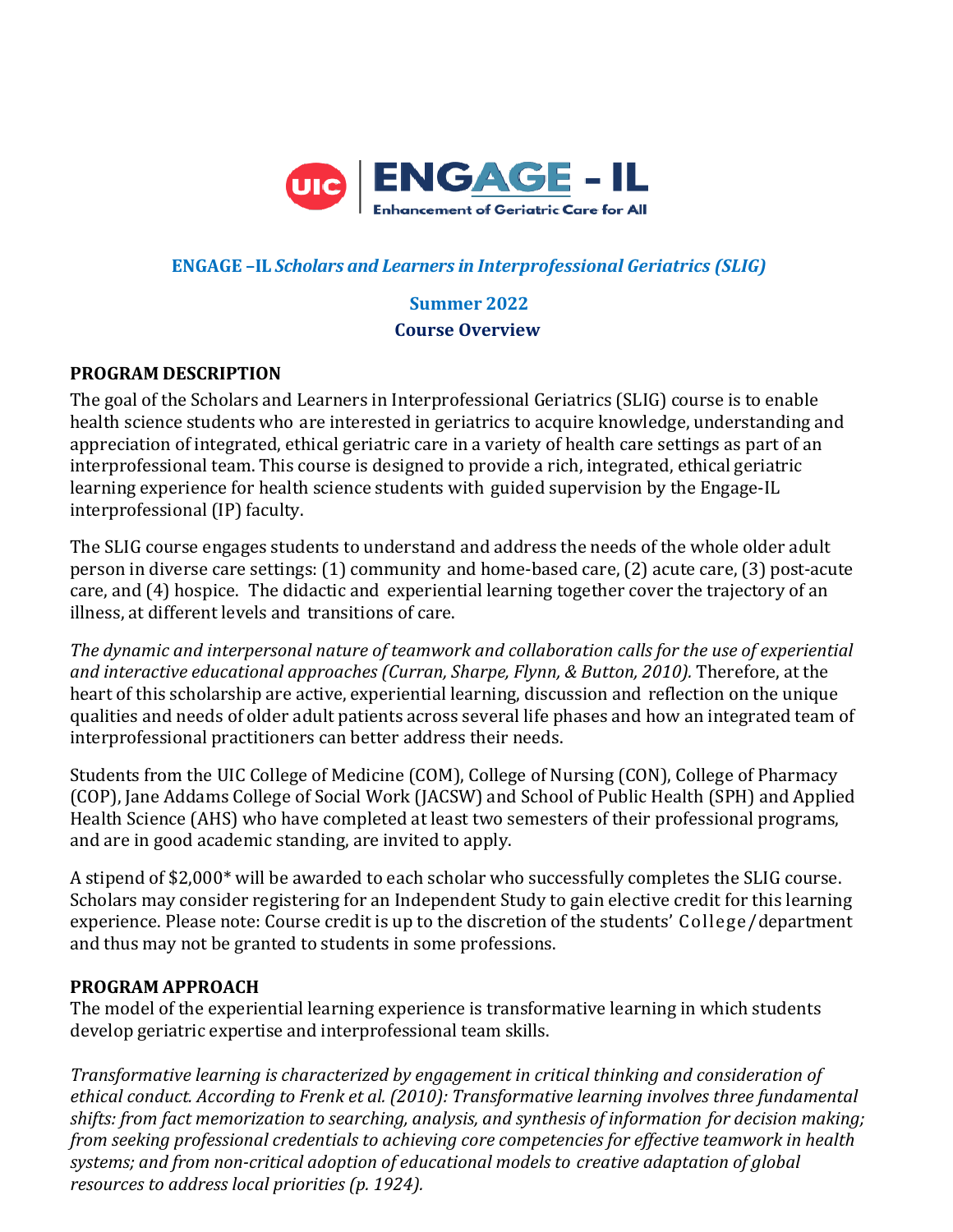UIC | ENGAGE - IL
Enhancement of Geriatric Care for All

## ENGAGE –IL *Scholars and Learners in Interprofessional Geriatrics (SLIG)*

### Summer 2022

### Course Overview

**PROGRAM DESCRIPTION**

The goal of the Scholars and Learners in Interprofessional Geriatrics (SLIG) course is to enable health science students who are interested in geriatrics to acquire knowledge, understanding and appreciation of integrated, ethical geriatric care in a variety of health care settings as part of an interprofessional team. This course is designed to provide a rich, integrated, ethical geriatric learning experience for health science students with guided supervision by the Engage-IL interprofessional (IP) faculty.

The SLIG course engages students to understand and address the needs of the whole older adult person in diverse care settings: (1) community and home-based care, (2) acute care, (3) post-acute care, and (4) hospice. The didactic and experiential learning together cover the trajectory of an illness, at different levels and transitions of care.

*The dynamic and interpersonal nature of teamwork and collaboration calls for the use of experiential and interactive educational approaches (Curran, Sharpe, Flynn, & Button, 2010).* Therefore, at the heart of this scholarship are active, experiential learning, discussion and reflection on the unique qualities and needs of older adult patients across several life phases and how an integrated team of interprofessional practitioners can better address their needs.

Students from the UIC College of Medicine (COM), College of Nursing (CON), College of Pharmacy (COP), Jane Addams College of Social Work (JACSW) and School of Public Health (SPH) and Applied Health Science (AHS) who have completed at least two semesters of their professional programs, and are in good academic standing, are invited to apply.

A stipend of $2,000* will be awarded to each scholar who successfully completes the SLIG course. Scholars may consider registering for an Independent Study to gain elective credit for this learning experience. Please note: Course credit is up to the discretion of the students' College/department and thus may not be granted to students in some professions.

**PROGRAM APPROACH**

The model of the experiential learning experience is transformative learning in which students develop geriatric expertise and interprofessional team skills.

*Transformative learning is characterized by engagement in critical thinking and consideration of ethical conduct. According to Frenk et al. (2010): Transformative learning involves three fundamental shifts: from fact memorization to searching, analysis, and synthesis of information for decision making; from seeking professional credentials to achieving core competencies for effective teamwork in health systems; and from non-critical adoption of educational models to creative adaptation of global resources to address local priorities (p. 1924).*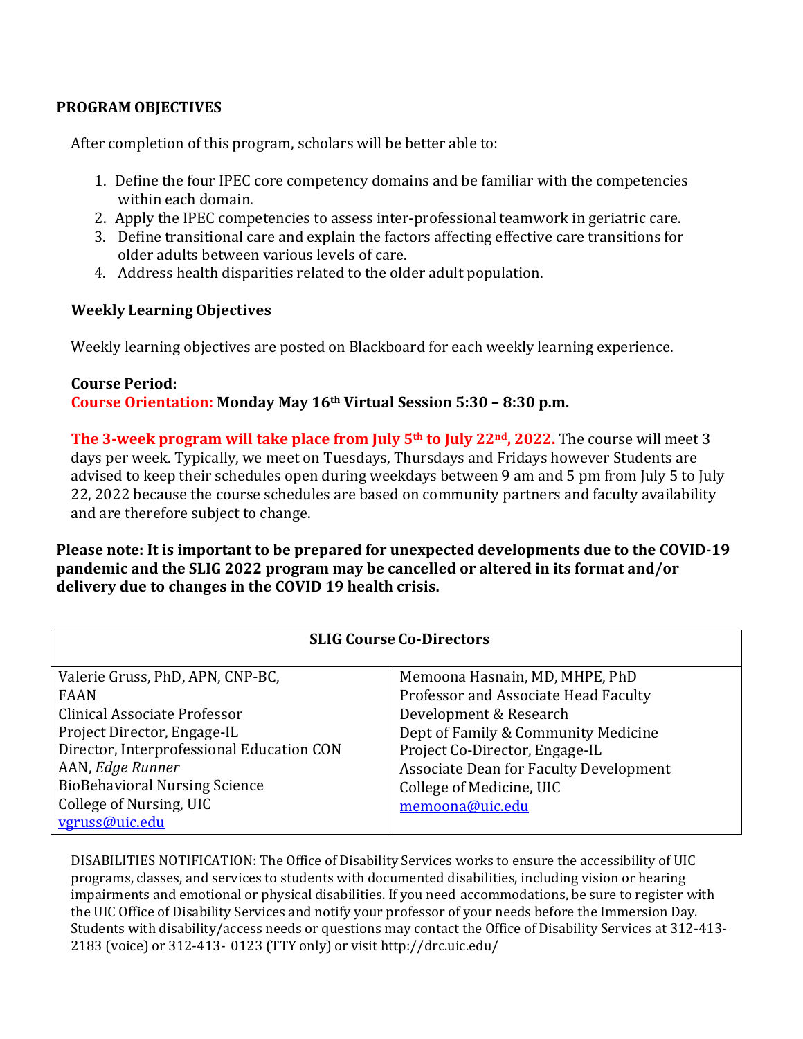## PROGRAM OBJECTIVES

After completion of this program, scholars will be better able to:

1. Define the four IPEC core competency domains and be familiar with the competencies within each domain.
2. Apply the IPEC competencies to assess inter-professional teamwork in geriatric care.
3. Define transitional care and explain the factors affecting effective care transitions for older adults between various levels of care.
4. Address health disparities related to the older adult population.

### Weekly Learning Objectives

Weekly learning objectives are posted on Blackboard for each weekly learning experience.

**Course Period:**
**Course Orientation: Monday May 16th Virtual Session 5:30 – 8:30 p.m.**

**The 3-week program will take place from July 5th to July 22nd, 2022.** The course will meet 3 days per week. Typically, we meet on Tuesdays, Thursdays and Fridays however Students are advised to keep their schedules open during weekdays between 9 am and 5 pm from July 5 to July 22, 2022 because the course schedules are based on community partners and faculty availability and are therefore subject to change.

**Please note: It is important to be prepared for unexpected developments due to the COVID-19 pandemic and the SLIG 2022 program may be cancelled or altered in its format and/or delivery due to changes in the COVID 19 health crisis.**

| SLIG Course Co-Directors | |
|---|---|
| Valerie Gruss, PhD, APN, CNP-BC, FAAN<br>Clinical Associate Professor<br>Project Director, Engage-IL<br>Director, Interprofessional Education CON<br>AAN, *Edge Runner*<br>BioBehavioral Nursing Science<br>College of Nursing, UIC<br>vgruss@uic.edu | Memoona Hasnain, MD, MHPE, PhD<br>Professor and Associate Head Faculty Development & Research<br>Dept of Family & Community Medicine<br>Project Co-Director, Engage-IL<br>Associate Dean for Faculty Development<br>College of Medicine, UIC<br>memoona@uic.edu |

DISABILITIES NOTIFICATION: The Office of Disability Services works to ensure the accessibility of UIC programs, classes, and services to students with documented disabilities, including vision or hearing impairments and emotional or physical disabilities. If you need accommodations, be sure to register with the UIC Office of Disability Services and notify your professor of your needs before the Immersion Day. Students with disability/access needs or questions may contact the Office of Disability Services at 312-413-2183 (voice) or 312-413- 0123 (TTY only) or visit http://drc.uic.edu/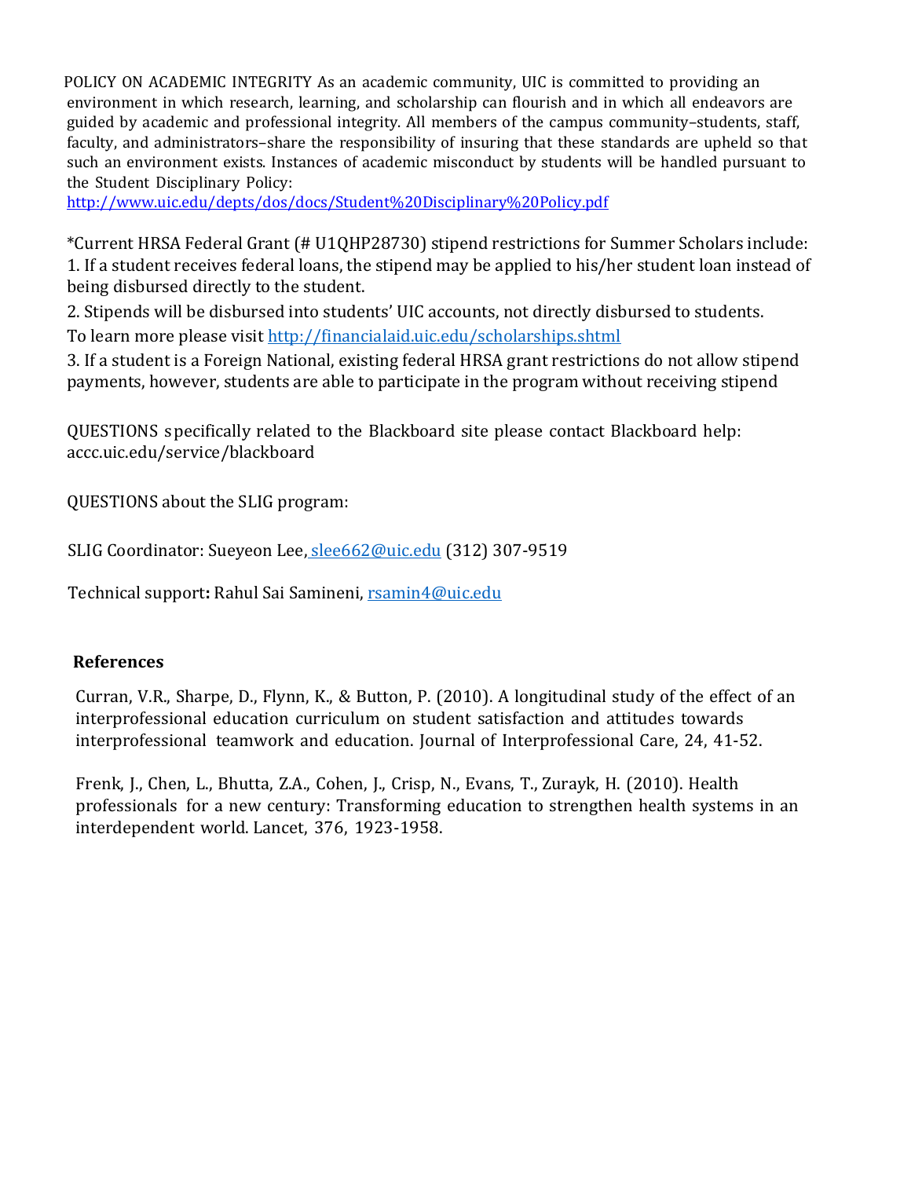POLICY ON ACADEMIC INTEGRITY As an academic community, UIC is committed to providing an environment in which research, learning, and scholarship can flourish and in which all endeavors are guided by academic and professional integrity. All members of the campus community–students, staff, faculty, and administrators–share the responsibility of insuring that these standards are upheld so that such an environment exists. Instances of academic misconduct by students will be handled pursuant to the Student Disciplinary Policy:
http://www.uic.edu/depts/dos/docs/Student%20Disciplinary%20Policy.pdf

*Current HRSA Federal Grant (# U1QHP28730) stipend restrictions for Summer Scholars include:
1. If a student receives federal loans, the stipend may be applied to his/her student loan instead of being disbursed directly to the student.
2. Stipends will be disbursed into students' UIC accounts, not directly disbursed to students.
To learn more please visit http://financialaid.uic.edu/scholarships.shtml
3. If a student is a Foreign National, existing federal HRSA grant restrictions do not allow stipend payments, however, students are able to participate in the program without receiving stipend

QUESTIONS specifically related to the Blackboard site please contact Blackboard help:
accc.uic.edu/service/blackboard

QUESTIONS about the SLIG program:

SLIG Coordinator: Sueyeon Lee, slee662@uic.edu (312) 307-9519

Technical support**:** Rahul Sai Samineni, rsamin4@uic.edu

## References

Curran, V.R., Sharpe, D., Flynn, K., & Button, P. (2010). A longitudinal study of the effect of an interprofessional education curriculum on student satisfaction and attitudes towards interprofessional teamwork and education. Journal of Interprofessional Care, 24, 41-52.

Frenk, J., Chen, L., Bhutta, Z.A., Cohen, J., Crisp, N., Evans, T., Zurayk, H. (2010). Health professionals for a new century: Transforming education to strengthen health systems in an interdependent world. Lancet, 376, 1923-1958.